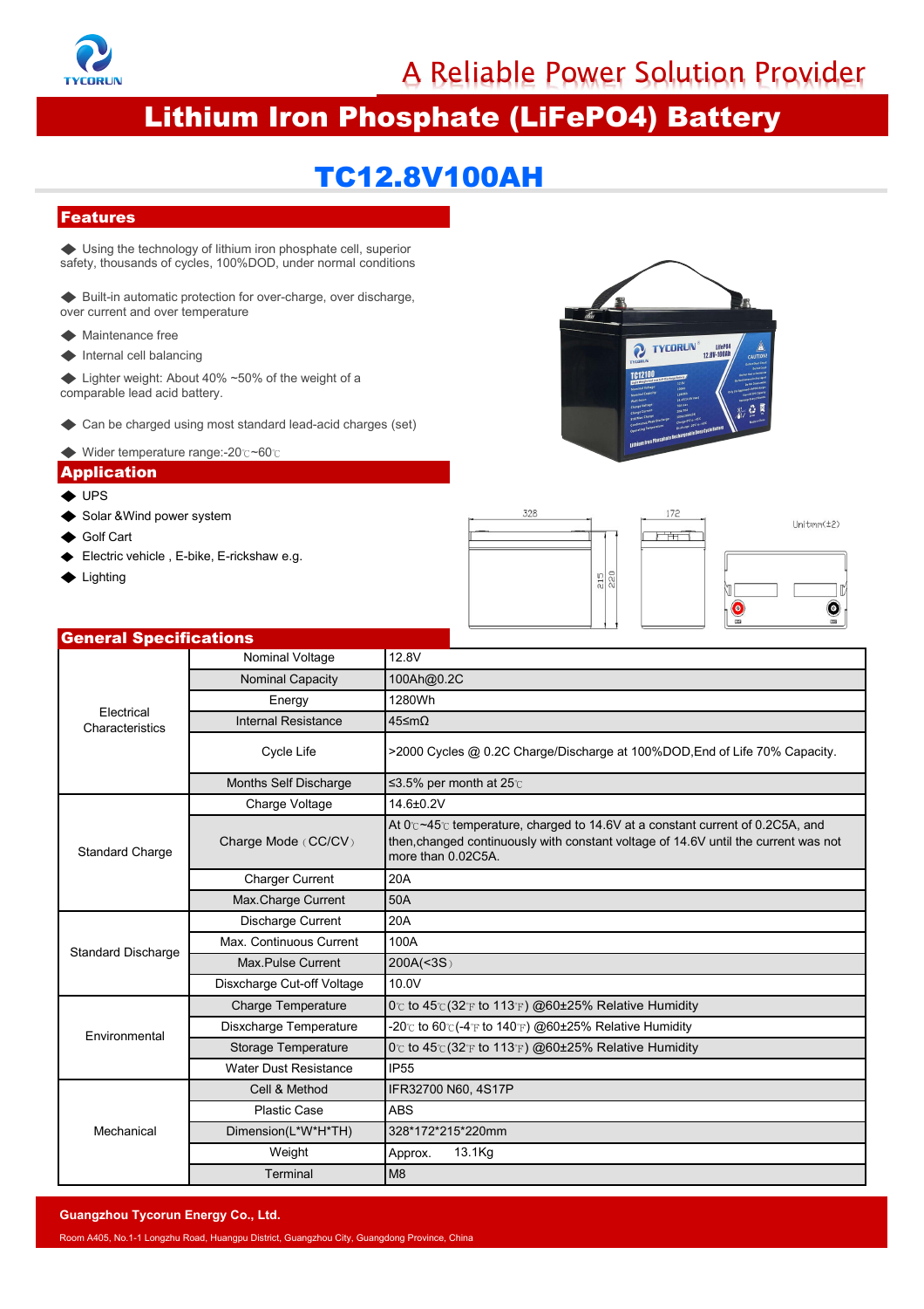A Reliable Power Solution Provider

# Lithium Iron Phosphate (LiFePO4) Battery

## TC12.8V100AH

### Features

- Using the technology of lithium iron phosphate cell, superior safety, thousands of cycles, 100%DOD, under normal conditions
- Built-in automatic protection for over-charge, over discharge, over current and over temperature
- Maintenance free
- Internal cell balancing
- Lighter weight: About 40% ~50% of the weight of a comparable lead acid battery.
- Can be charged using most standard lead-acid charges (set)
- Wider temperature range:-20℃~60℃

### Application

- UPS
- Solar &Wind power system
- Golf Cart
- Electric vehicle , E-bike, E-rickshaw e.g.
- Lighting

328 172 Unit:mm(±2) 215 220

### General Specifications

| | | |
|---|---|---|
| Electrical Characteristics | Nominal Voltage | 12.8V |
| | Nominal Capacity | 100Ah@0.2C |
| | Energy | 1280Wh |
| | Internal Resistance | 45≤mΩ |
| | Cycle Life | >2000 Cycles @ 0.2C Charge/Discharge at 100%DOD,End of Life 70% Capacity. |
| | Months Self Discharge | ≤3.5% per month at 25℃ |
| Standard Charge | Charge Voltage | 14.6±0.2V |
| | Charge Mode（CC/CV） | At 0℃~45℃ temperature, charged to 14.6V at a constant current of 0.2C5A, and then,changed continuously with constant voltage of 14.6V until the current was not more than 0.02C5A. |
| | Charger Current | 20A |
| | Max.Charge Current | 50A |
| Standard Discharge | Discharge Current | 20A |
| | Max. Continuous Current | 100A |
| | Max.Pulse Current | 200A(<3S） |
| | Disxcharge Cut-off Voltage | 10.0V |
| Environmental | Charge Temperature | 0℃ to 45℃(32℉ to 113℉) @60±25% Relative Humidity |
| | Disxcharge Temperature | -20℃ to 60℃(-4℉ to 140℉) @60±25% Relative Humidity |
| | Storage Temperature | 0℃ to 45℃(32℉ to 113℉) @60±25% Relative Humidity |
| | Water Dust Resistance | IP55 |
| Mechanical | Cell & Method | IFR32700 N60, 4S17P |
| | Plastic Case | ABS |
| | Dimension(L*W*H*TH) | 328*172*215*220mm |
| | Weight | Approx. 13.1Kg |
| | Terminal | M8 |

**Guangzhou Tycorun Energy Co., Ltd.**

Room A405, No.1-1 Longzhu Road, Huangpu District, Guangzhou City, Guangdong Province, China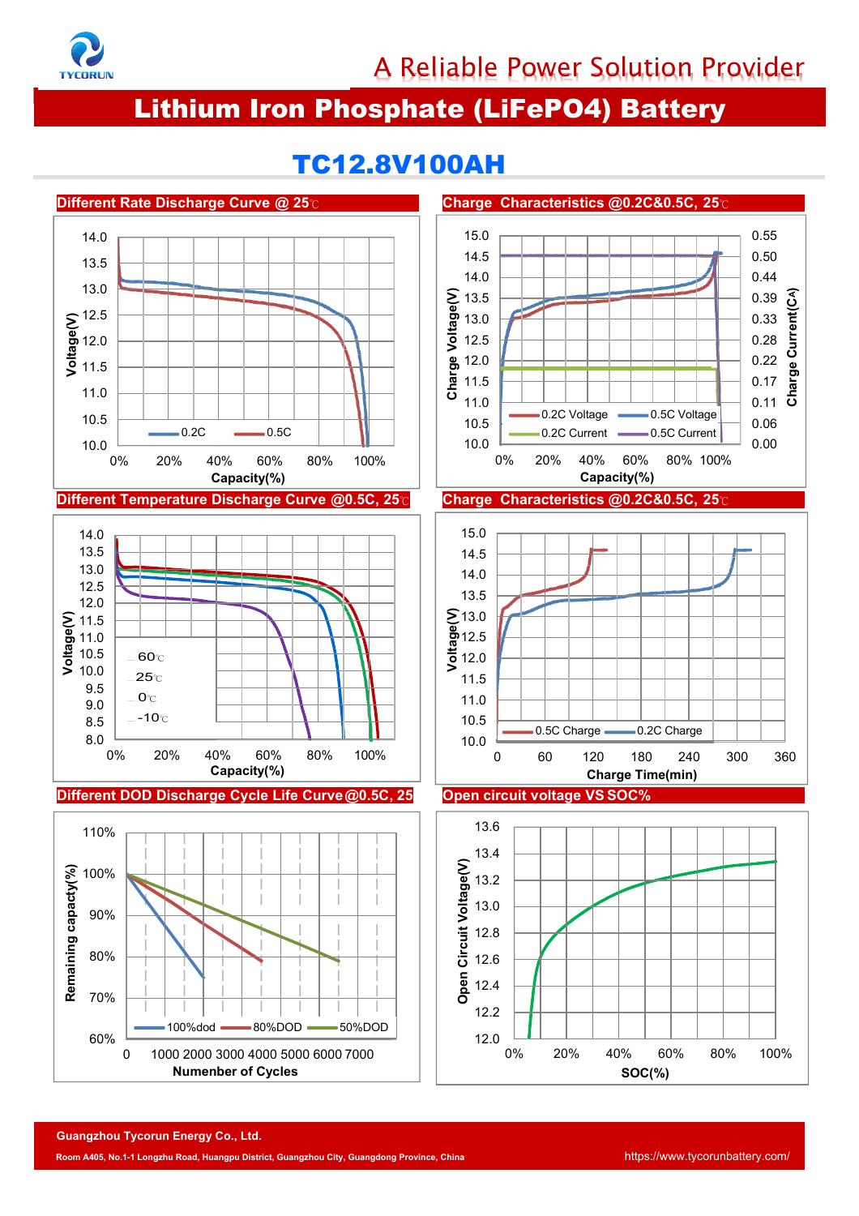A Reliable Power Solution Provider

# Lithium Iron Phosphate (LiFePO4) Battery

## TC12.8V100AH

### Different Rate Discharge Curve @ 25℃

14.0
13.5
13.0
12.5
12.0
11.5
11.0
10.5
10.0
Voltage(V)
0%
20%
40%
60%
80%
100%
Capacity(%)
0.2C
0.5C

### Charge Characteristics @0.2C&0.5C, 25℃

15.0
14.5
14.0
13.5
13.0
12.5
12.0
11.5
11.0
10.5
10.0
Charge Voltage(V)
0.55
0.50
0.44
0.39
0.33
0.28
0.22
0.17
0.11
0.06
0.00
Charge Current(CA)
0%
20%
40%
60%
80%
100%
Capacity(%)
0.2C Voltage
0.5C Voltage
0.2C Current
0.5C Current

### Different Temperature Discharge Curve @0.5C, 25℃

14.0
13.5
13.0
12.5
12.0
11.5
11.0
10.5
10.0
9.5
9.0
8.5
8.0
Voltage(V)
0%
20%
40%
60%
80%
100%
Capacity(%)
60℃
25℃
0℃
-10℃

### Charge Characteristics @0.2C&0.5C, 25℃

15.0
14.5
14.0
13.5
13.0
12.5
12.0
11.5
11.0
10.5
10.0
Voltage(V)
0
60
120
180
240
300
360
Charge Time(min)
0.5C Charge
0.2C Charge

### Different DOD Discharge Cycle Life Curve@0.5C, 25

110%
100%
90%
80%
70%
60%
Remaining capacity(%)
0
1000
2000
3000
4000
5000
6000
7000
Numender of Cycles
100%dod
80%DOD
50%DOD

### Open circuit voltage VS SOC%

13.6
13.4
13.2
13.0
12.8
12.6
12.4
12.2
12.0
Open Circuit Voltage(V)
0%
20%
40%
60%
80%
100%
SOC(%)

**Guangzhou Tycorun Energy Co., Ltd.**

Room A405, No.1-1 Longzhu Road, Huangpu District, Guangzhou City, Guangdong Province, China

https://www.tycorunbattery.com/